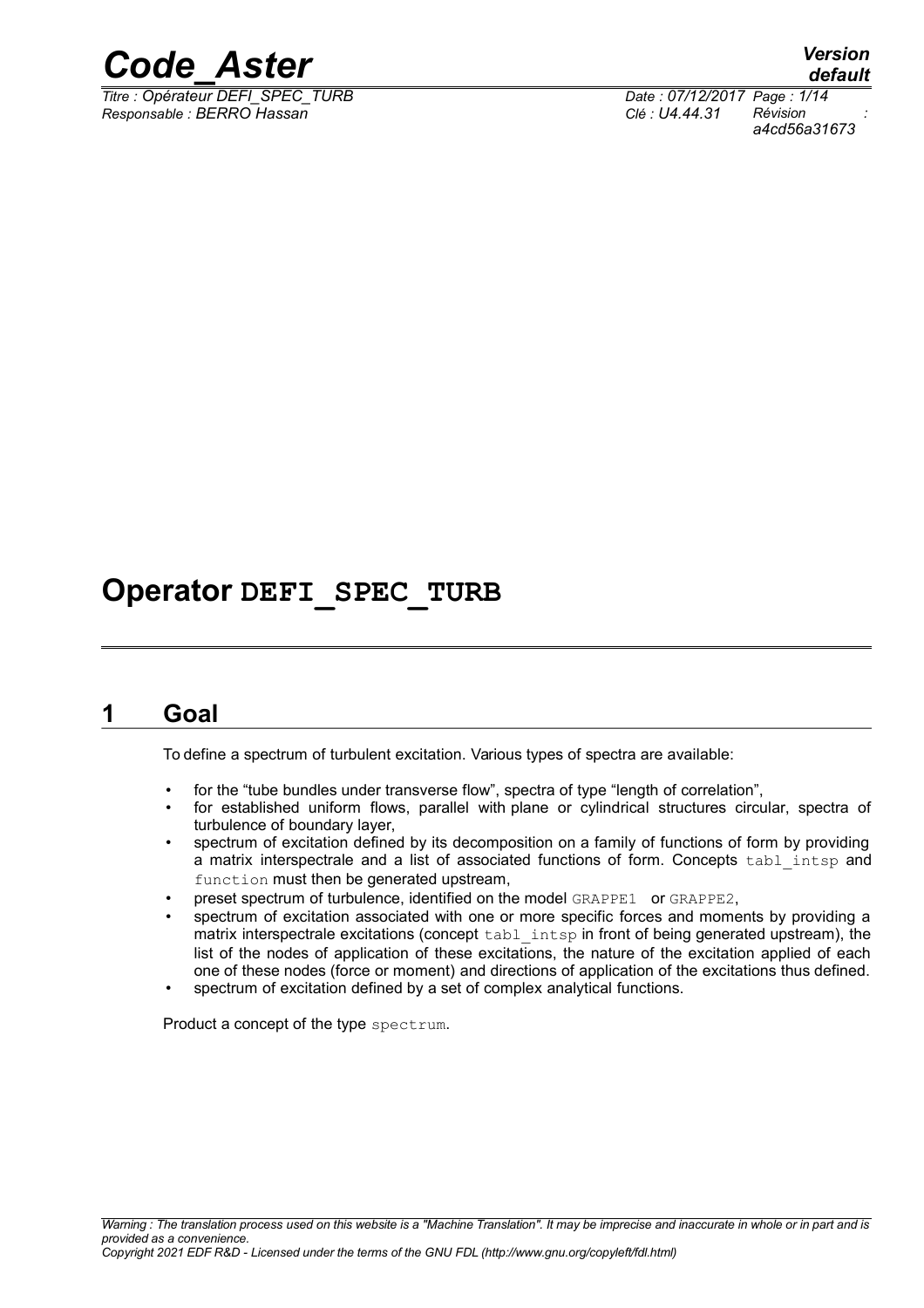# Operator DEFI_SPEC_TURB

## 1 Goal

To define a spectrum of turbulent excitation. Various types of spectra are available:

- for the "tube bundles under transverse flow", spectra of type "length of correlation",
- for established uniform flows, parallel with plane or cylindrical structures circular, spectra of turbulence of boundary layer,
- spectrum of excitation defined by its decomposition on a family of functions of form by providing a matrix interspectrale and a list of associated functions of form. Concepts tabl_intsp and function must then be generated upstream,
- preset spectrum of turbulence, identified on the model GRAPPE1 or GRAPPE2,
- spectrum of excitation associated with one or more specific forces and moments by providing a matrix interspectrale excitations (concept tabl_intsp in front of being generated upstream), the list of the nodes of application of these excitations, the nature of the excitation applied of each one of these nodes (force or moment) and directions of application of the excitations thus defined.
- spectrum of excitation defined by a set of complex analytical functions.

Product a concept of the type spectrum.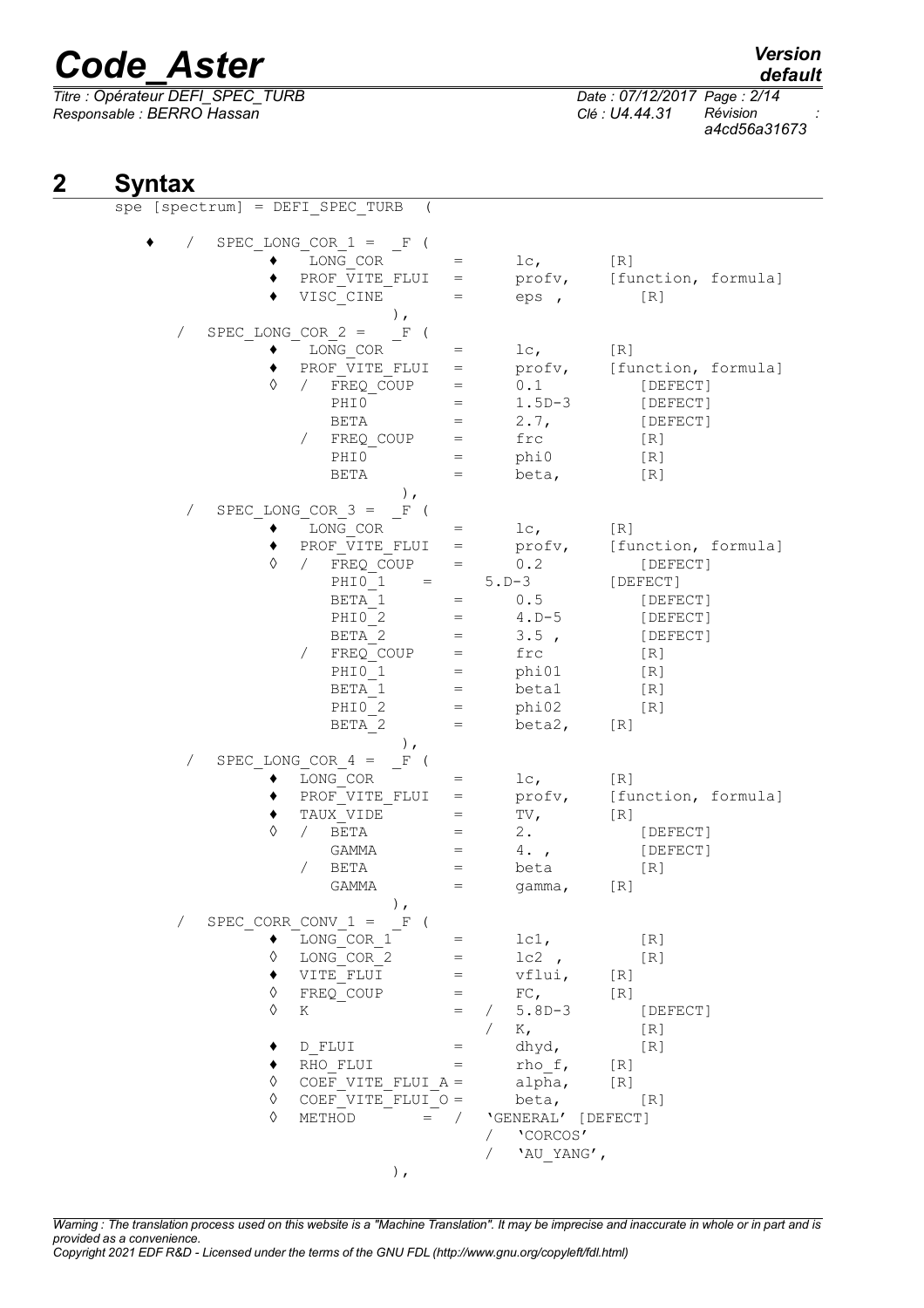## 2 Syntax

```
spe [spectrum] = DEFI_SPEC_TURB  (

 ♦   /  SPEC_LONG_COR_1 =  _F (
            ♦  LONG_COR          =      lc,       [R]
            ♦  PROF_VITE_FLUI    =      profv,    [function, formula]
            ♦  VISC_CINE         =      eps ,        [R]
                              ),
     /  SPEC_LONG_COR_2 =  _F (
            ♦  LONG_COR          =      lc,       [R]
            ♦  PROF_VITE_FLUI    =      profv,    [function, formula]
            ◊  /  FREQ_COUP      =      0.1          [DEFECT]
                  PHI0           =      1.5D-3       [DEFECT]
                  BETA           =      2.7,         [DEFECT]
               /  FREQ_COUP      =      frc          [R]
                  PHI0           =      phi0         [R]
                  BETA           =      beta,        [R]
                              ),
      / SPEC_LONG_COR_3 =  _F (
            ♦  LONG_COR          =      lc,       [R]
            ♦  PROF_VITE_FLUI    =      profv,    [function, formula]
            ◊  /  FREQ_COUP      =      0.2          [DEFECT]
                  PHI0_1    =      5.D-3        [DEFECT]
                  BETA_1         =      0.5          [DEFECT]
                  PHI0_2         =      4.D-5        [DEFECT]
                  BETA_2         =      3.5 ,        [DEFECT]
               /  FREQ_COUP      =      frc          [R]
                  PHI0_1         =      phi01        [R]
                  BETA_1         =      beta1        [R]
                  PHI0_2         =      phi02        [R]
                  BETA_2         =      beta2,    [R]
                              ),
      / SPEC_LONG_COR_4 =  _F (
            ♦  LONG_COR          =      lc,       [R]
            ♦  PROF_VITE_FLUI    =      profv,    [function, formula]
            ♦  TAUX_VIDE         =      TV,       [R]
            ◊  /  BETA           =      2.           [DEFECT]
                  GAMMA          =      4. ,         [DEFECT]
               /  BETA           =      beta         [R]
                  GAMMA          =      gamma,    [R]
                              ),
     /  SPEC_CORR_CONV_1 =  _F (
            ♦  LONG_COR_1        =      lc1,         [R]
            ◊  LONG_COR_2        =      lc2 ,        [R]
            ♦  VITE_FLUI         =      vflui,    [R]
            ◊  FREQ_COUP         =      FC,       [R]
            ◊  K                 =  /   5.8D-3       [DEFECT]
                                    /   K,           [R]
            ♦  D_FLUI            =      dhyd,        [R]
            ♦  RHO_FLUI          =      rho_f,    [R]
            ◊  COEF_VITE_FLUI_A =       alpha,    [R]
            ◊  COEF_VITE_FLUI_O =       beta,        [R]
            ◊  METHOD        =  /   'GENERAL' [DEFECT]
                                    /   'CORCOS'
                                    /   'AU_YANG',
                              ),
```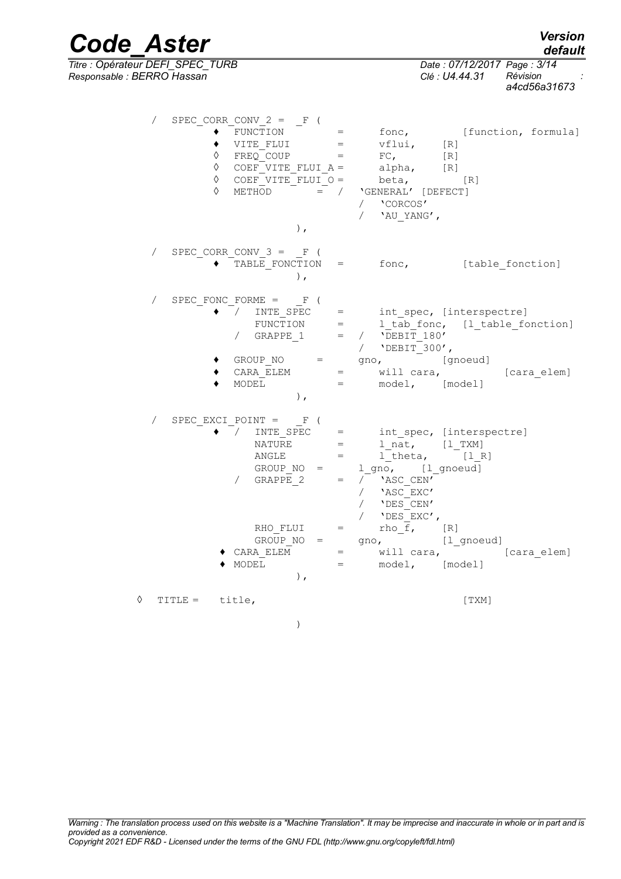```
/  SPEC_CORR_CONV_2 =  _F (
        ♦  FUNCTION         =     fonc,        [function, formula]
        ♦  VITE_FLUI        =     vflui,    [R]
        ◊  FREQ_COUP        =     FC,       [R]
        ◊  COEF_VITE_FLUI_A =     alpha,    [R]
        ◊  COEF_VITE_FLUI_O =     beta,        [R]
        ◊  METHOD       =  /  'GENERAL' [DEFECT]
                             /  'CORCOS'
                             /  'AU_YANG',
                        ),

/  SPEC_CORR_CONV_3 =  _F (
        ♦  TABLE_FONCTION   =     fonc,        [table_fonction]
                        ),

/  SPEC_FONC_FORME =   _F (
        ♦  /  INTE_SPEC     =     int_spec, [interspectre]
              FUNCTION      =     l_tab_fonc,  [l_table_fonction]
           /  GRAPPE_1      =  /  'DEBIT_180'
                             /  'DEBIT_300',
        ♦  GROUP_NO     =     gno,         [gnoeud]
        ♦  CARA_ELEM        =     will cara,          [cara_elem]
        ♦  MODEL            =     model,    [model]
                        ),

/  SPEC_EXCI_POINT =   _F (
        ♦  /  INTE_SPEC     =     int_spec, [interspectre]
              NATURE        =     l_nat,    [l_TXM]
              ANGLE         =     l_theta,     [l_R]
              GROUP_NO  =     l_gno,    [l_gnoeud]
           /  GRAPPE_2      =  /  'ASC_CEN'
                             /  'ASC_EXC'
                             /  'DES_CEN'
                             /  'DES_EXC',
              RHO_FLUI      =     rho_f,    [R]
              GROUP_NO  =     gno,         [l_gnoeud]
        ♦  CARA_ELEM        =     will cara,          [cara_elem]
        ♦  MODEL            =     model,    [model]
                        ),

◊  TITLE =   title,                              [TXM]

                        )
```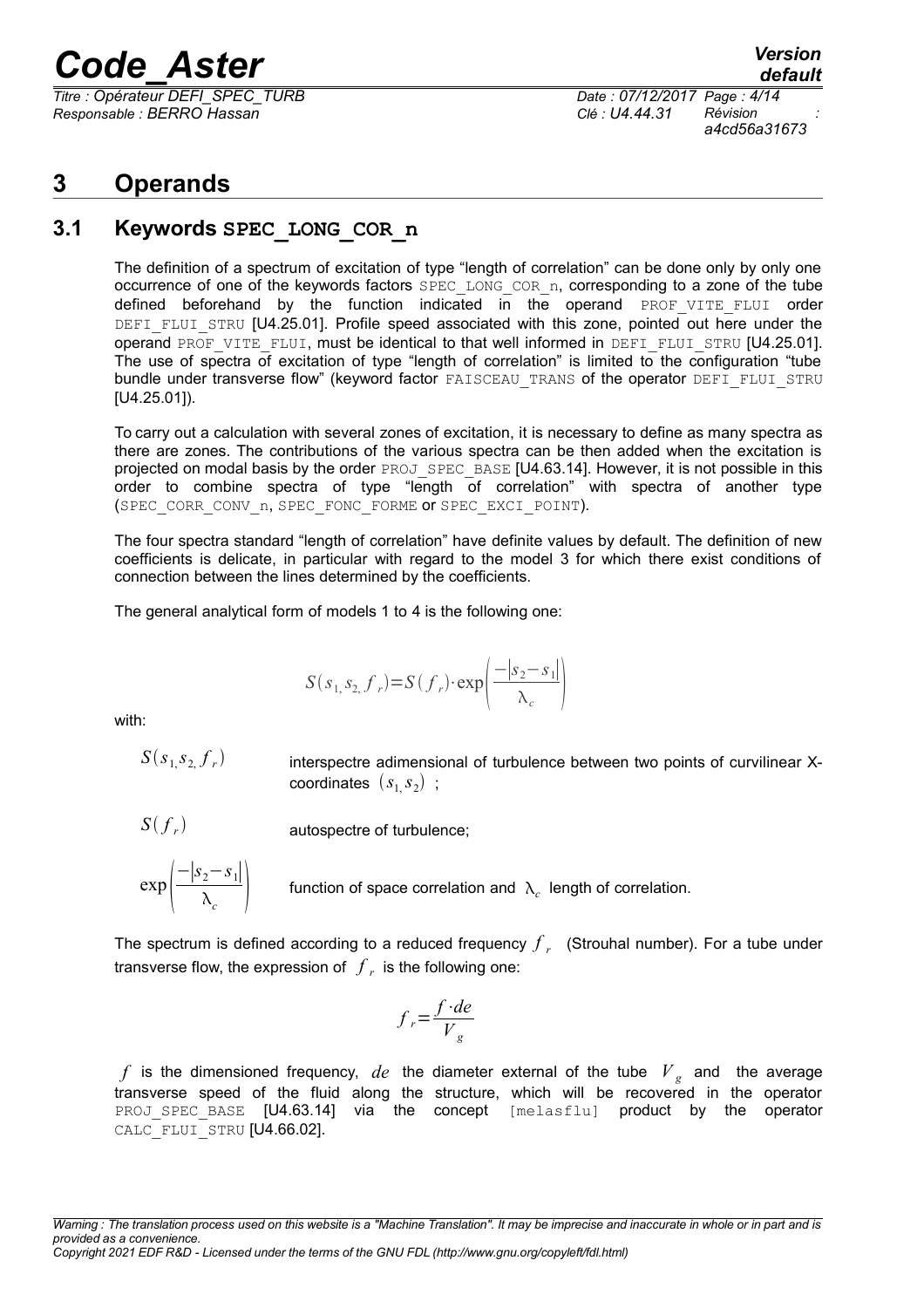# 3 Operands

## 3.1 Keywords SPEC_LONG_COR_n

The definition of a spectrum of excitation of type "length of correlation" can be done only by only one occurrence of one of the keywords factors SPEC_LONG_COR_n, corresponding to a zone of the tube defined beforehand by the function indicated in the operand PROF_VITE_FLUI order DEFI_FLUI_STRU [U4.25.01]. Profile speed associated with this zone, pointed out here under the operand PROF_VITE_FLUI, must be identical to that well informed in DEFI_FLUI_STRU [U4.25.01]. The use of spectra of excitation of type "length of correlation" is limited to the configuration "tube bundle under transverse flow" (keyword factor FAISCEAU_TRANS of the operator DEFI_FLUI_STRU [U4.25.01]).

To carry out a calculation with several zones of excitation, it is necessary to define as many spectra as there are zones. The contributions of the various spectra can be then added when the excitation is projected on modal basis by the order PROJ_SPEC_BASE [U4.63.14]. However, it is not possible in this order to combine spectra of type "length of correlation" with spectra of another type (SPEC_CORR_CONV_n, SPEC_FONC_FORME or SPEC_EXCI_POINT).

The four spectra standard "length of correlation" have definite values by default. The definition of new coefficients is delicate, in particular with regard to the model 3 for which there exist conditions of connection between the lines determined by the coefficients.

The general analytical form of models 1 to 4 is the following one:

$$S(s_1, s_2, f_r) = S(f_r) \cdot \exp\left(\frac{-|s_2 - s_1|}{\lambda_c}\right)$$

with:

$S(s_1, s_2, f_r)$ interspectre adimensional of turbulence between two points of curvilinear X-coordinates $(s_1, s_2)$ ;

$S(f_r)$ autospectre of turbulence;

$\exp\left(\frac{-|s_2 - s_1|}{\lambda_c}\right)$ function of space correlation and $\lambda_c$ length of correlation.

The spectrum is defined according to a reduced frequency $f_r$ (Strouhal number). For a tube under transverse flow, the expression of $f_r$ is the following one:

$$f_r = \frac{f \cdot de}{V_g}$$

$f$ is the dimensioned frequency, $de$ the diameter external of the tube $V_g$ and the average transverse speed of the fluid along the structure, which will be recovered in the operator PROJ_SPEC_BASE [U4.63.14] via the concept [melasflu] product by the operator CALC_FLUI_STRU [U4.66.02].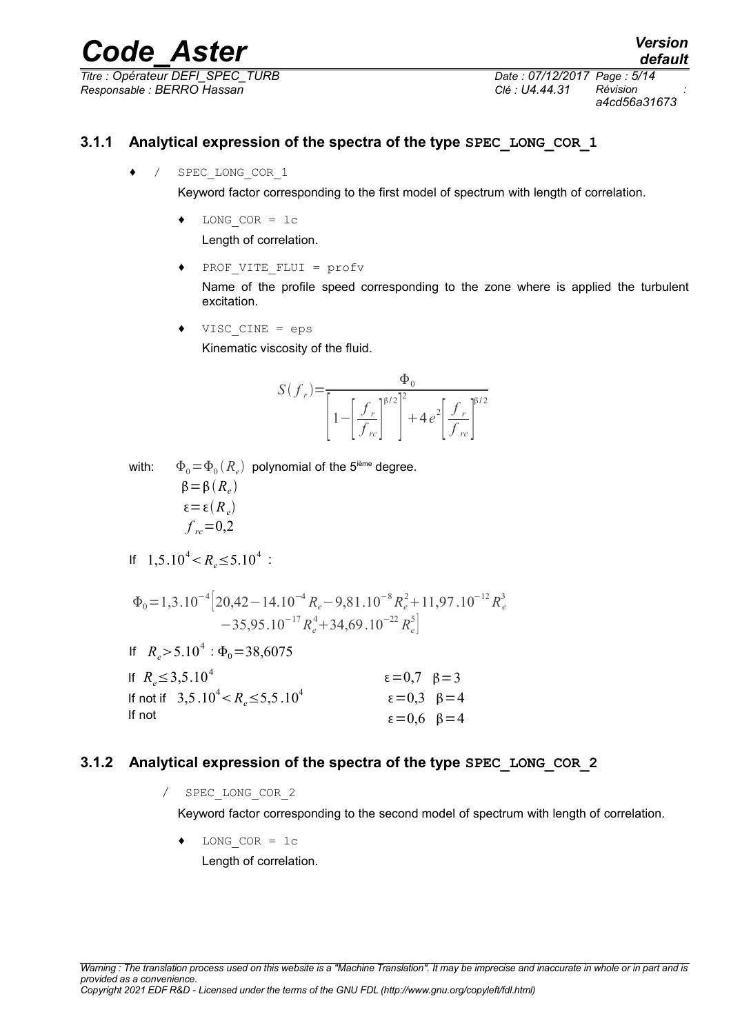### 3.1.1 Analytical expression of the spectra of the type SPEC_LONG_COR_1

- / SPEC_LONG_COR_1

  Keyword factor corresponding to the first model of spectrum with length of correlation.

  - LONG_COR = lc

    Length of correlation.

  - PROF_VITE_FLUI = profv

    Name of the profile speed corresponding to the zone where is applied the turbulent excitation.

  - VISC_CINE = eps

    Kinematic viscosity of the fluid.

$$S(f_r)=\frac{\Phi_0}{\left[1-\left[\frac{f_r}{f_{rc}}\right]^{\beta/2}\right]^2+4e^2\left[\frac{f_r}{f_{rc}}\right]^{\beta/2}}$$

with: $\Phi_0=\Phi_0(R_e)$ polynomial of the 5[ième] degree.

$\beta=\beta(R_e)$

$\varepsilon=\varepsilon(R_e)$

$f_{rc}=0{,}2$

If $1{,}5.10^4<R_e\leq 5.10^4$ :

$$\Phi_0=1{,}3.10^{-4}\left[20{,}42-14.10^{-4}R_e-9{,}81.10^{-8}R_e^2+11{,}97.10^{-12}R_e^3 \right.$$
$$\left. -35{,}95.10^{-17}R_e^4+34{,}69.10^{-22}R_e^5\right]$$

If $R_e>5.10^4$ : $\Phi_0=38{,}6075$

| | |
|---|---|
| If $R_e\leq 3{,}5.10^4$ | $\varepsilon=0{,}7$ $\beta=3$ |
| If not if $3{,}5.10^4<R_e\leq 5{,}5.10^4$ | $\varepsilon=0{,}3$ $\beta=4$ |
| If not | $\varepsilon=0{,}6$ $\beta=4$ |

### 3.1.2 Analytical expression of the spectra of the type SPEC_LONG_COR_2

/ SPEC_LONG_COR_2

Keyword factor corresponding to the second model of spectrum with length of correlation.

- LONG_COR = lc

  Length of correlation.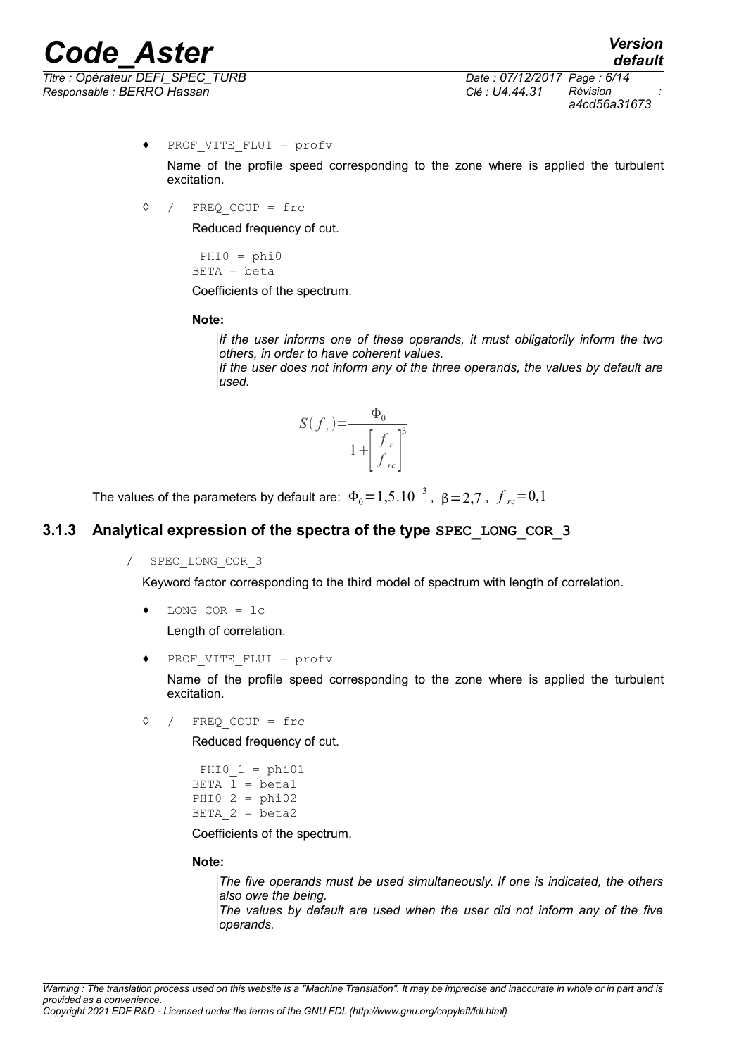♦ `PROF_VITE_FLUI = profv`

Name of the profile speed corresponding to the zone where is applied the turbulent excitation.

◊ / `FREQ_COUP = frc`

Reduced frequency of cut.

```
 PHI0 = phi0
BETA = beta
```

Coefficients of the spectrum.

**Note:**

*If the user informs one of these operands, it must obligatorily inform the two others, in order to have coherent values.*
*If the user does not inform any of the three operands, the values by default are used.*

$$S(f_r) = \frac{\Phi_0}{1 + \left[\frac{f_r}{f_{rc}}\right]^{\beta}}$$

The values of the parameters by default are: $\Phi_0 = 1{,}5.10^{-3}$, $\beta = 2{,}7$, $f_{rc} = 0{,}1$

### 3.1.3 Analytical expression of the spectra of the type `SPEC_LONG_COR_3`

/ `SPEC_LONG_COR_3`

Keyword factor corresponding to the third model of spectrum with length of correlation.

♦ `LONG_COR = lc`

Length of correlation.

♦ `PROF_VITE_FLUI = profv`

Name of the profile speed corresponding to the zone where is applied the turbulent excitation.

◊ / `FREQ_COUP = frc`

Reduced frequency of cut.

```
 PHI0_1 = phi01
BETA_1 = beta1
PHI0_2 = phi02
BETA_2 = beta2
```

Coefficients of the spectrum.

**Note:**

*The five operands must be used simultaneously. If one is indicated, the others also owe the being.*
*The values by default are used when the user did not inform any of the five operands.*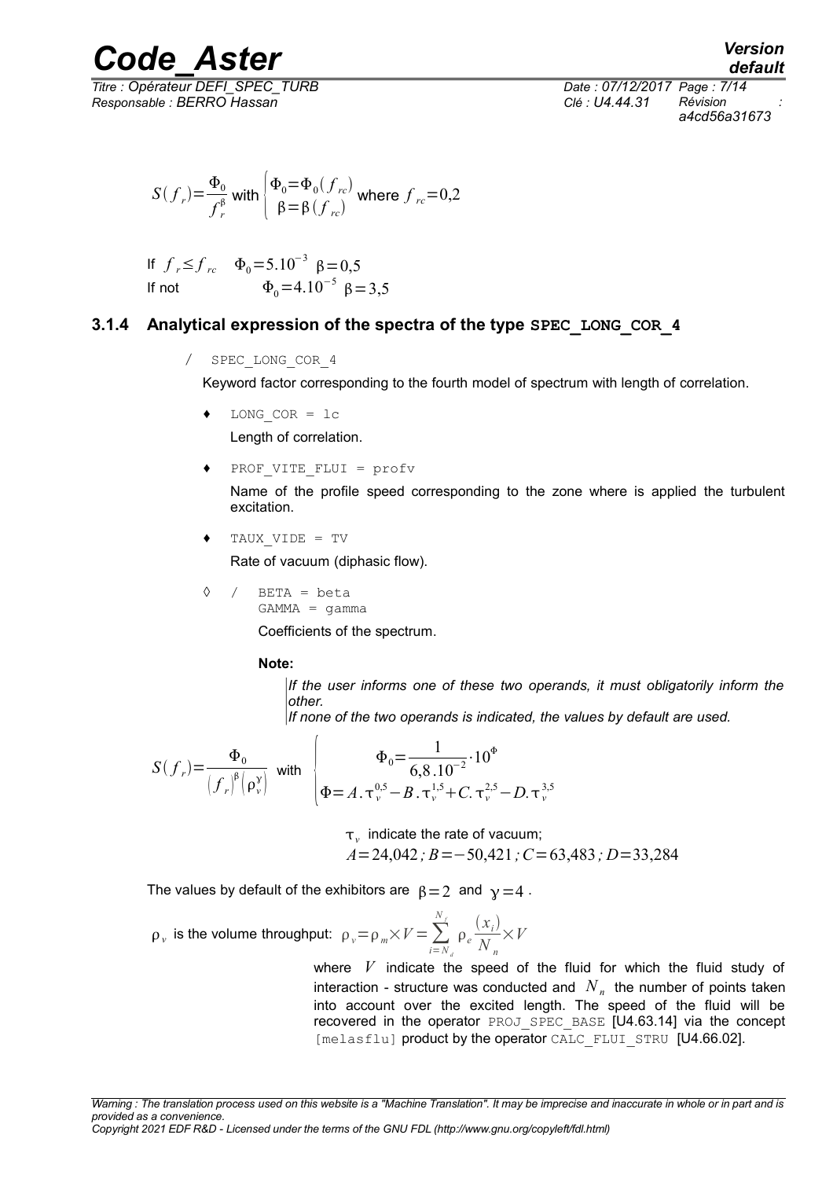$$S(f_r)=\frac{\Phi_0}{f_r^{\beta}} \text{ with } \begin{cases}\Phi_0=\Phi_0(f_{rc})\\ \beta=\beta(f_{rc})\end{cases} \text{ where } f_{rc}=0,2$$

If $f_r \leq f_{rc}$ $\quad \Phi_0=5.10^{-3}$ $\beta=0,5$
If not $\quad \Phi_0=4.10^{-5}$ $\beta=3,5$

### 3.1.4 Analytical expression of the spectra of the type SPEC_LONG_COR_4

/ `SPEC_LONG_COR_4`

Keyword factor corresponding to the fourth model of spectrum with length of correlation.

- ♦ `LONG_COR = lc`

  Length of correlation.

- ♦ `PROF_VITE_FLUI = profv`

  Name of the profile speed corresponding to the zone where is applied the turbulent excitation.

- ♦ `TAUX_VIDE = TV`

  Rate of vacuum (diphasic flow).

- ◊ / `BETA = beta`
  `GAMMA = gamma`

  Coefficients of the spectrum.

  **Note:**

  *If the user informs one of these two operands, it must obligatorily inform the other.*
  *If none of the two operands is indicated, the values by default are used.*

$$S(f_r)=\frac{\Phi_0}{(f_r)^{\beta}(\rho_v^{\gamma})} \text{ with } \begin{cases}\Phi_0=\dfrac{1}{6,8.10^{-2}}\cdot 10^{\Phi}\\ \Phi=A.\tau_v^{0,5}-B.\tau_v^{1,5}+C.\tau_v^{2,5}-D.\tau_v^{3,5}\end{cases}$$

$\tau_v$ indicate the rate of vacuum;
$A=24,042\,;\, B=-50,421\,;\, C=63,483\,;\, D=33,284$

The values by default of the exhibitors are $\beta=2$ and $\gamma=4$.

$\rho_v$ is the volume throughput: $\rho_v=\rho_m\times V=\sum_{i=N_d}^{N_f}\rho_e\frac{(x_i)}{N_n}\times V$

where $V$ indicate the speed of the fluid for which the fluid study of interaction - structure was conducted and $N_n$ the number of points taken into account over the excited length. The speed of the fluid will be recovered in the operator `PROJ_SPEC_BASE` [U4.63.14] via the concept `[melasflu]` product by the operator `CALC_FLUI_STRU` [U4.66.02].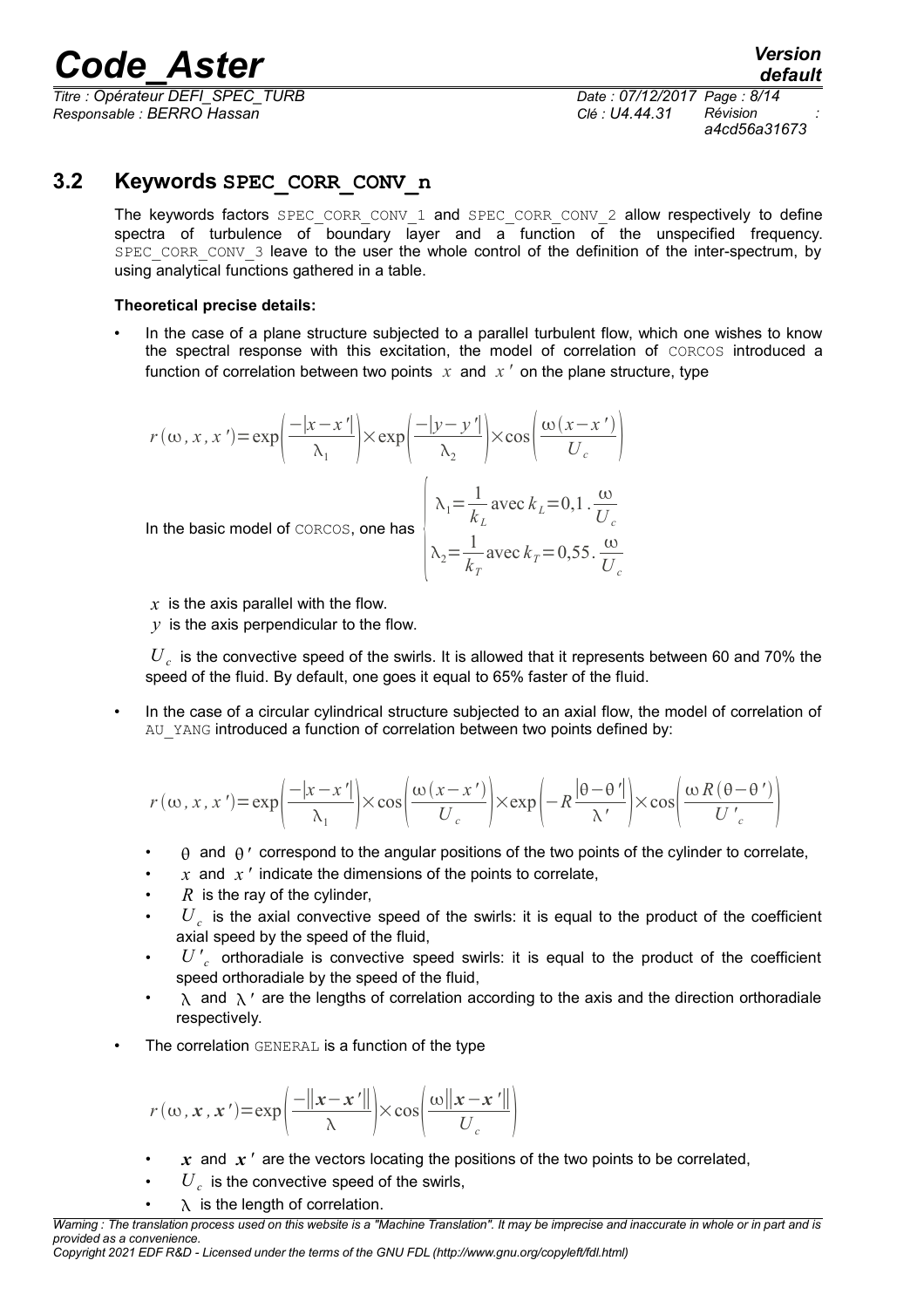## 3.2 Keywords SPEC_CORR_CONV_n

The keywords factors SPEC_CORR_CONV_1 and SPEC_CORR_CONV_2 allow respectively to define spectra of turbulence of boundary layer and a function of the unspecified frequency. SPEC_CORR_CONV_3 leave to the user the whole control of the definition of the inter-spectrum, by using analytical functions gathered in a table.

**Theoretical precise details:**

- In the case of a plane structure subjected to a parallel turbulent flow, which one wishes to know the spectral response with this excitation, the model of correlation of CORCOS introduced a function of correlation between two points $x$ and $x'$ on the plane structure, type

$$r(\omega, x, x') = \exp\left(\frac{-|x-x'|}{\lambda_1}\right) \times \exp\left(\frac{-|y-y'|}{\lambda_2}\right) \times \cos\left(\frac{\omega(x-x')}{U_c}\right)$$

In the basic model of CORCOS, one has $\begin{cases} \lambda_1 = \dfrac{1}{k_L} \text{ avec } k_L = 0{,}1 \, . \dfrac{\omega}{U_c} \\ \lambda_2 = \dfrac{1}{k_T} \text{ avec } k_T = 0{,}55 \, . \dfrac{\omega}{U_c} \end{cases}$

$x$ is the axis parallel with the flow.

$y$ is the axis perpendicular to the flow.

$U_c$ is the convective speed of the swirls. It is allowed that it represents between 60 and 70% the speed of the fluid. By default, one goes it equal to 65% faster of the fluid.

- In the case of a circular cylindrical structure subjected to an axial flow, the model of correlation of AU_YANG introduced a function of correlation between two points defined by:

$$r(\omega, x, x') = \exp\left(\frac{-|x-x'|}{\lambda_1}\right) \times \cos\left(\frac{\omega(x-x')}{U_c}\right) \times \exp\left(-R\frac{|\theta-\theta'|}{\lambda'}\right) \times \cos\left(\frac{\omega R(\theta-\theta')}{U'_c}\right)$$

  - $\theta$ and $\theta'$ correspond to the angular positions of the two points of the cylinder to correlate,
  - $x$ and $x'$ indicate the dimensions of the points to correlate,
  - $R$ is the ray of the cylinder,
  - $U_c$ is the axial convective speed of the swirls: it is equal to the product of the coefficient axial speed by the speed of the fluid,
  - $U'_c$ orthoradiale is convective speed swirls: it is equal to the product of the coefficient speed orthoradiale by the speed of the fluid,
  - $\lambda$ and $\lambda'$ are the lengths of correlation according to the axis and the direction orthoradiale respectively.

- The correlation GENERAL is a function of the type

$$r(\omega, \boldsymbol{x}, \boldsymbol{x}') = \exp\left(\frac{-\|\boldsymbol{x}-\boldsymbol{x}'\|}{\lambda}\right) \times \cos\left(\frac{\omega\|\boldsymbol{x}-\boldsymbol{x}'\|}{U_c}\right)$$

  - $\boldsymbol{x}$ and $\boldsymbol{x}'$ are the vectors locating the positions of the two points to be correlated,
  - $U_c$ is the convective speed of the swirls,
  - $\lambda$ is the length of correlation.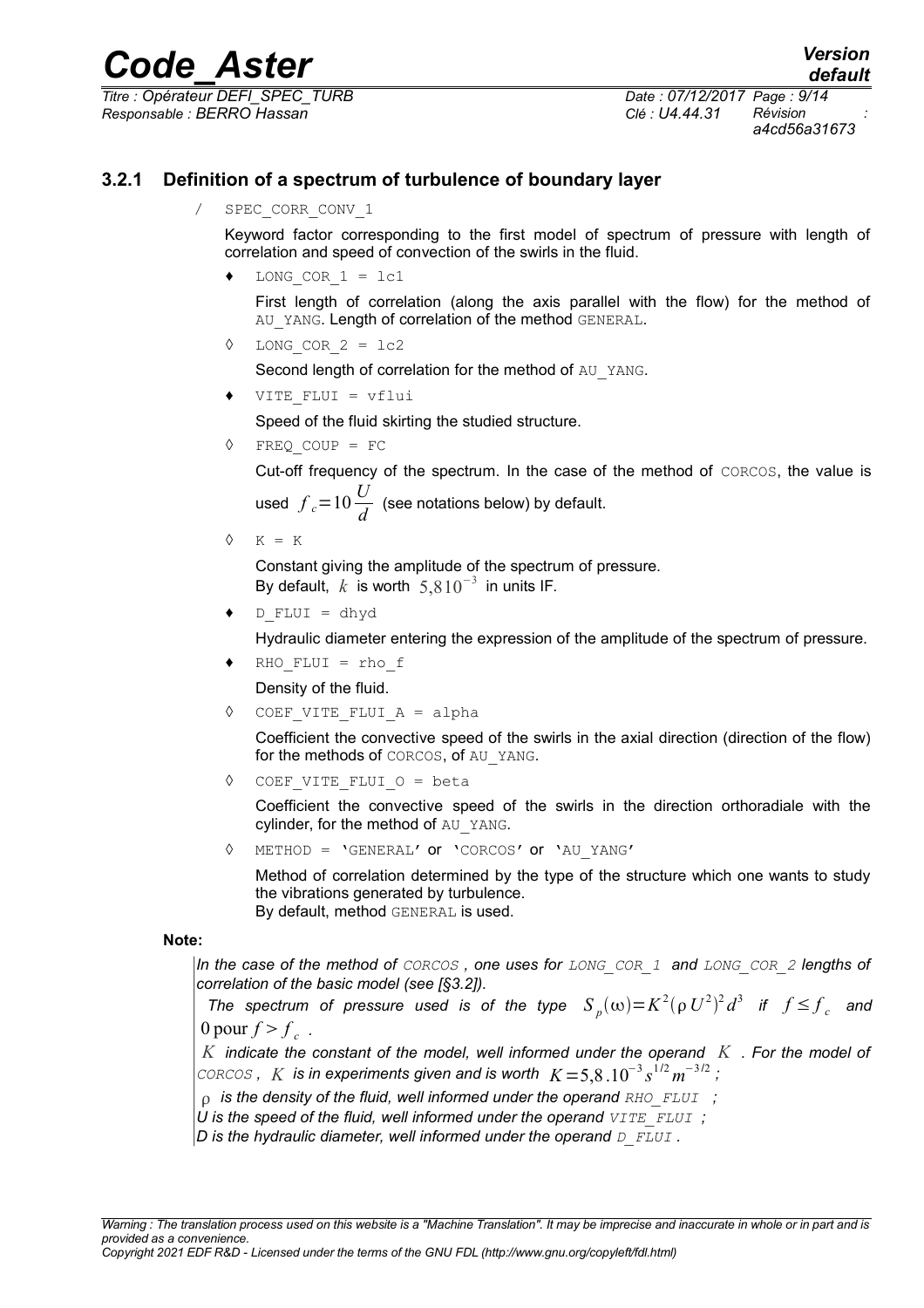### 3.2.1 Definition of a spectrum of turbulence of boundary layer

/ SPEC_CORR_CONV_1

Keyword factor corresponding to the first model of spectrum of pressure with length of correlation and speed of convection of the swirls in the fluid.

- ♦ LONG_COR_1 = lc1

  First length of correlation (along the axis parallel with the flow) for the method of AU_YANG. Length of correlation of the method GENERAL.

- ◊ LONG_COR_2 = lc2

  Second length of correlation for the method of AU_YANG.

- ♦ VITE_FLUI = vflui

  Speed of the fluid skirting the studied structure.

- ◊ FREQ_COUP = FC

  Cut-off frequency of the spectrum. In the case of the method of CORCOS, the value is used $f_c = 10\dfrac{U}{d}$ (see notations below) by default.

- ◊ K = K

  Constant giving the amplitude of the spectrum of pressure.
  By default, $k$ is worth $5{,}8 10^{-3}$ in units IF.

- ♦ D_FLUI = dhyd

  Hydraulic diameter entering the expression of the amplitude of the spectrum of pressure.

- ♦ RHO_FLUI = rho_f

  Density of the fluid.

- ◊ COEF_VITE_FLUI_A = alpha

  Coefficient the convective speed of the swirls in the axial direction (direction of the flow) for the methods of CORCOS, of AU_YANG.

- ◊ COEF_VITE_FLUI_O = beta

  Coefficient the convective speed of the swirls in the direction orthoradiale with the cylinder, for the method of AU_YANG.

- ◊ METHOD = 'GENERAL' or 'CORCOS' or 'AU_YANG'

  Method of correlation determined by the type of the structure which one wants to study the vibrations generated by turbulence.
  By default, method GENERAL is used.

**Note:**

*In the case of the method of CORCOS, one uses for LONG_COR_1 and LONG_COR_2 lengths of correlation of the basic model (see [§3.2]).*

*The spectrum of pressure used is of the type $S_p(\omega) = K^2(\rho U^2)^2 d^3$ if $f \leq f_c$ and $0 \text{ pour } f > f_c$.*

*$K$ indicate the constant of the model, well informed under the operand $K$. For the model of CORCOS, $K$ is in experiments given and is worth $K = 5{,}8 . 10^{-3} s^{1/2} m^{-3/2}$;*

*$\rho$ is the density of the fluid, well informed under the operand RHO_FLUI ;*

*U is the speed of the fluid, well informed under the operand VITE_FLUI ;*

*D is the hydraulic diameter, well informed under the operand D_FLUI.*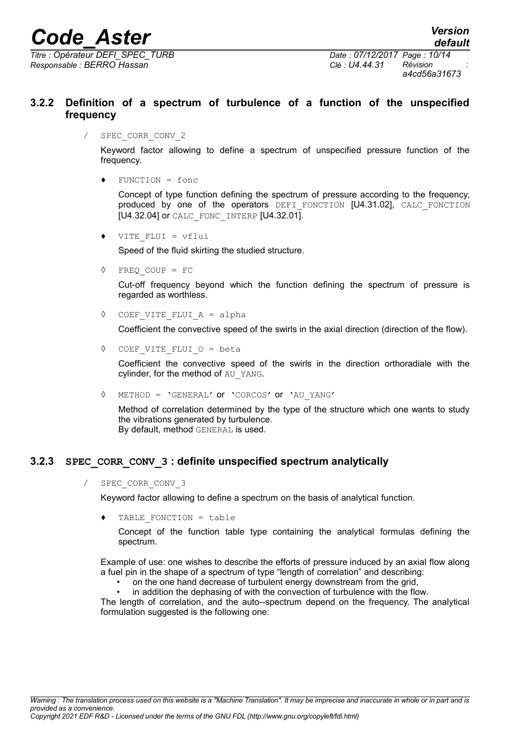### 3.2.2 Definition of a spectrum of turbulence of a function of the unspecified frequency

/ SPEC_CORR_CONV_2

Keyword factor allowing to define a spectrum of unspecified pressure function of the frequency.

♦ FUNCTION = fonc

Concept of type function defining the spectrum of pressure according to the frequency, produced by one of the operators DEFI_FONCTION [U4.31.02], CALC_FONCTION [U4.32.04] or CALC_FONC_INTERP [U4.32.01].

♦ VITE_FLUI = vflui

Speed of the fluid skirting the studied structure.

◊ FREQ_COUP = FC

Cut-off frequency beyond which the function defining the spectrum of pressure is regarded as worthless.

◊ COEF_VITE_FLUI_A = alpha

Coefficient the convective speed of the swirls in the axial direction (direction of the flow).

◊ COEF_VITE_FLUI_O = beta

Coefficient the convective speed of the swirls in the direction orthoradiale with the cylinder, for the method of AU_YANG.

◊ METHOD = 'GENERAL' or 'CORCOS' or 'AU_YANG'

Method of correlation determined by the type of the structure which one wants to study the vibrations generated by turbulence.
By default, method GENERAL is used.

### 3.2.3 SPEC_CORR_CONV_3 : definite unspecified spectrum analytically

/ SPEC_CORR_CONV_3

Keyword factor allowing to define a spectrum on the basis of analytical function.

♦ TABLE_FONCTION = table

Concept of the function table type containing the analytical formulas defining the spectrum.

Example of use: one wishes to describe the efforts of pressure induced by an axial flow along a fuel pin in the shape of a spectrum of type "length of correlation" and describing:

- on the one hand decrease of turbulent energy downstream from the grid,
- in addition the dephasing of with the convection of turbulence with the flow.

The length of correlation, and the auto--spectrum depend on the frequency. The analytical formulation suggested is the following one: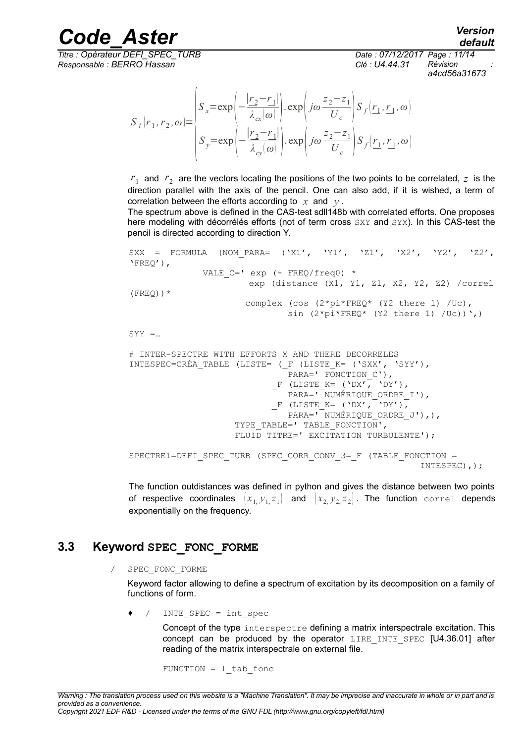$$S_f(\underline{r_1}, \underline{r_2}, \omega) = \begin{cases} S_x = \exp\left(-\dfrac{|\underline{r_2} - \underline{r_1}|}{\lambda_{cx}(\omega)}\right) . \exp\left(j\omega \dfrac{z_2 - z_1}{U_c}\right) S_f(\underline{r_1}, \underline{r_1}, \omega) \\ S_y = \exp\left(-\dfrac{|\underline{r_2} - \underline{r_1}|}{\lambda_{cy}(\omega)}\right) . \exp\left(j\omega \dfrac{z_2 - z_1}{U_c}\right) S_f(\underline{r_1}, \underline{r_1}, \omega) \end{cases}$$

$\underline{r_1}$ and $\underline{r_2}$ are the vectors locating the positions of the two points to be correlated, $z$ is the direction parallel with the axis of the pencil. One can also add, if it is wished, a term of correlation between the efforts according to $x$ and $y$.

The spectrum above is defined in the CAS-test sdll148b with correlated efforts. One proposes here modeling with décorrélés efforts (not of term cross SXY and SYX). In this CAS-test the pencil is directed according to direction Y.

```
SXX = FORMULA (NOM_PARA= ('X1', 'Y1', 'Z1', 'X2', 'Y2', 'Z2',
'FREQ'),
            VALE_C=' exp (- FREQ/freq0) *
                    exp (distance (X1, Y1, Z1, X2, Y2, Z2) /correl
(FREQ))*
                   complex (cos (2*pi*FREQ* (Y2 there 1) /Uc),
                          sin (2*pi*FREQ* (Y2 there 1) /Uc))',)

SYY =…

# INTER-SPECTRE WITH EFFORTS X AND THERE DECORRELES
INTESPEC=CRÉA_TABLE (LISTE= (_F (LISTE_K= ('SXX', 'SYY'),
                             PARA=' FONCTION_C'),
                          _F (LISTE_K= ('DX', 'DY'),
                             PARA=' NUMÉRIQUE_ORDRE_I'),
                          _F (LISTE_K= ('DX', 'DY'),
                             PARA=' NUMÉRIQUE_ORDRE_J'),),
                    TYPE_TABLE=' TABLE_FONCTION',
                    FLUID TITRE=' EXCITATION TURBULENTE');

SPECTRE1=DEFI_SPEC_TURB (SPEC_CORR_CONV_3=_F (TABLE_FONCTION =
                                                   INTESPEC),);
```

The function outdistances was defined in python and gives the distance between two points of respective coordinates $(x_1, y_1, z_1)$ and $(x_2, y_2, z_2)$. The function correl depends exponentially on the frequency.

## 3.3 Keyword SPEC_FONC_FORME

/ SPEC_FONC_FORME

Keyword factor allowing to define a spectrum of excitation by its decomposition on a family of functions of form.

♦ / INTE_SPEC = int_spec

Concept of the type interspectre defining a matrix interspectrale excitation. This concept can be produced by the operator LIRE_INTE_SPEC [U4.36.01] after reading of the matrix interspectrale on external file.

FUNCTION = l_tab_fonc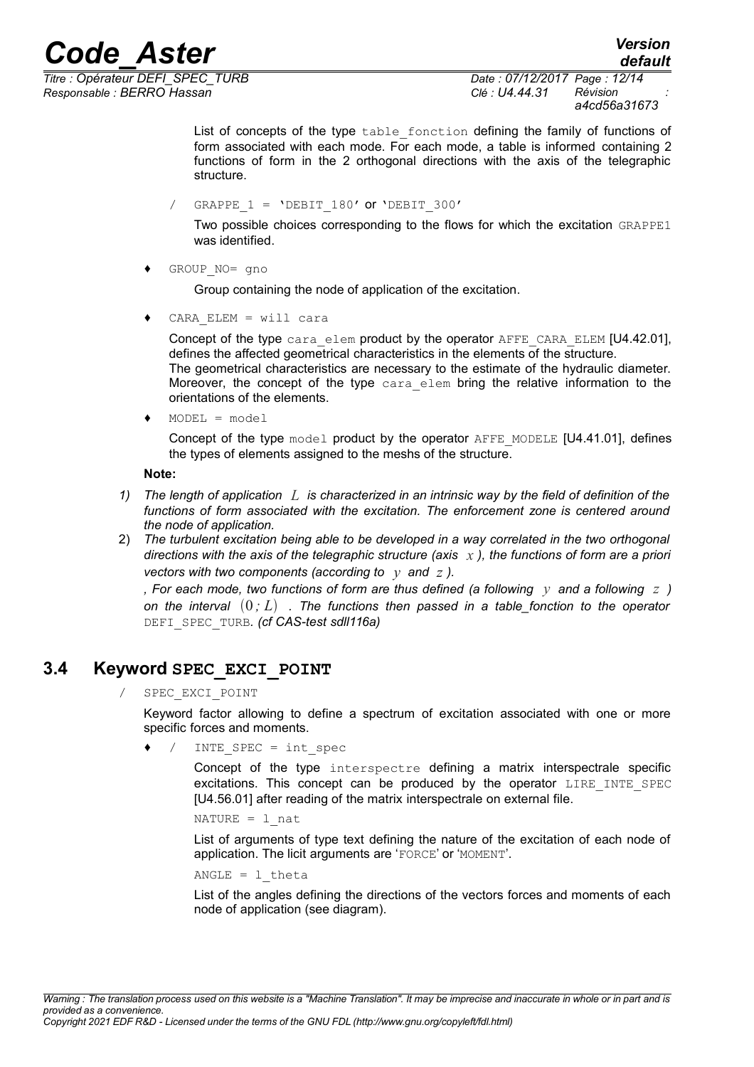List of concepts of the type table_fonction defining the family of functions of form associated with each mode. For each mode, a table is informed containing 2 functions of form in the 2 orthogonal directions with the axis of the telegraphic structure.

/ GRAPPE_1 = 'DEBIT_180' or 'DEBIT_300'

Two possible choices corresponding to the flows for which the excitation GRAPPE1 was identified.

♦ GROUP_NO= gno

Group containing the node of application of the excitation.

♦ CARA_ELEM = will cara

Concept of the type cara_elem product by the operator AFFE_CARA_ELEM [U4.42.01], defines the affected geometrical characteristics in the elements of the structure.
The geometrical characteristics are necessary to the estimate of the hydraulic diameter. Moreover, the concept of the type cara_elem bring the relative information to the orientations of the elements.

♦ MODEL = model

Concept of the type model product by the operator AFFE_MODELE [U4.41.01], defines the types of elements assigned to the meshs of the structure.

**Note:**

1) *The length of application $L$ is characterized in an intrinsic way by the field of definition of the functions of form associated with the excitation. The enforcement zone is centered around the node of application.*
2) *The turbulent excitation being able to be developed in a way correlated in the two orthogonal directions with the axis of the telegraphic structure (axis $x$), the functions of form are a priori vectors with two components (according to $y$ and $z$).*
*, For each mode, two functions of form are thus defined (a following $y$ and a following $z$) on the interval $(0;L)$. The functions then passed in a table_fonction to the operator* DEFI_SPEC_TURB. *(cf CAS-test sdll116a)*

## 3.4 Keyword SPEC_EXCI_POINT

/ SPEC_EXCI_POINT

Keyword factor allowing to define a spectrum of excitation associated with one or more specific forces and moments.

♦ / INTE_SPEC = int_spec

Concept of the type interspectre defining a matrix interspectrale specific excitations. This concept can be produced by the operator LIRE_INTE_SPEC [U4.56.01] after reading of the matrix interspectrale on external file.

NATURE = l_nat

List of arguments of type text defining the nature of the excitation of each node of application. The licit arguments are 'FORCE' or 'MOMENT'.

ANGLE = l_theta

List of the angles defining the directions of the vectors forces and moments of each node of application (see diagram).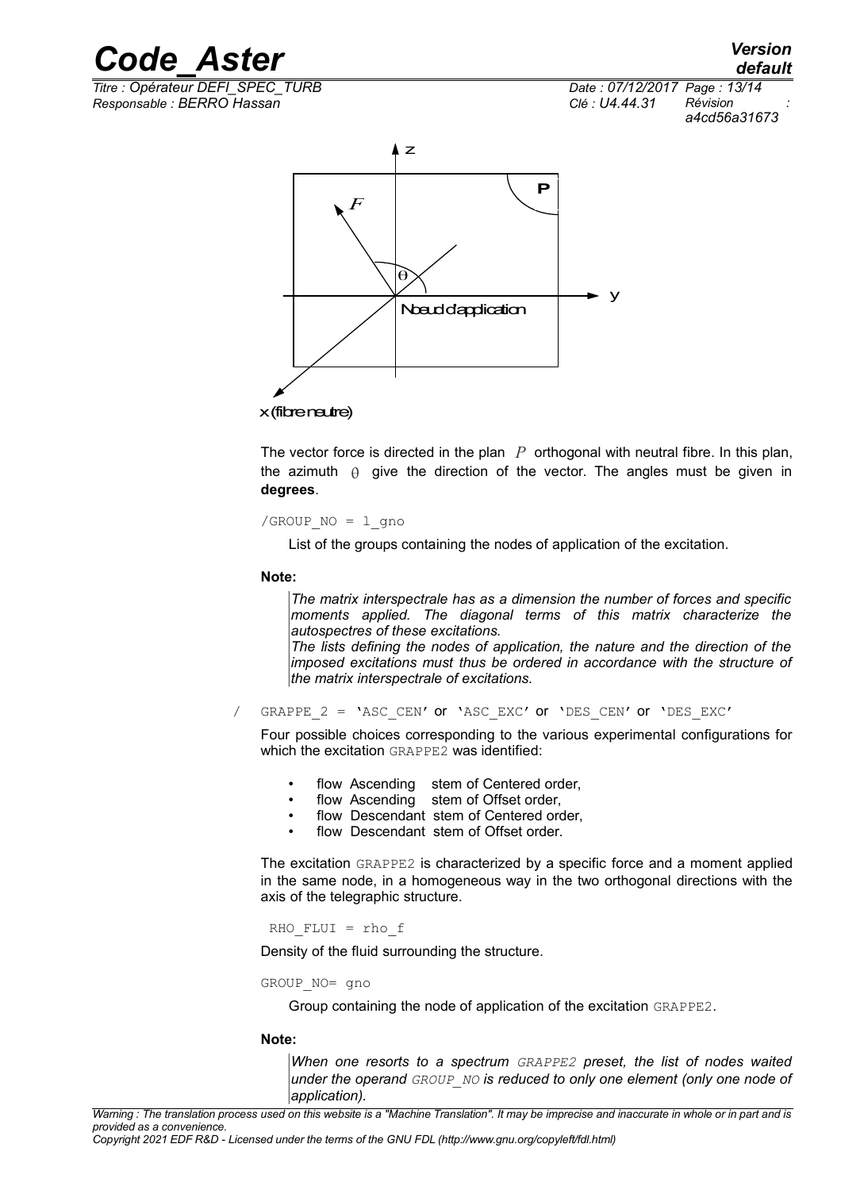The vector force is directed in the plan $P$ orthogonal with neutral fibre. In this plan, the azimuth $\theta$ give the direction of the vector. The angles must be given in **degrees**.

```
/GROUP_NO = l_gno
```

List of the groups containing the nodes of application of the excitation.

**Note:**

> *The matrix interspectrale has as a dimension the number of forces and specific moments applied. The diagonal terms of this matrix characterize the autospectres of these excitations.*
> *The lists defining the nodes of application, the nature and the direction of the imposed excitations must thus be ordered in accordance with the structure of the matrix interspectrale of excitations.*

```
/ GRAPPE_2 = 'ASC_CEN' or 'ASC_EXC' or 'DES_CEN' or 'DES_EXC'
```

Four possible choices corresponding to the various experimental configurations for which the excitation GRAPPE2 was identified:

- flow Ascending stem of Centered order,
- flow Ascending stem of Offset order,
- flow Descendant stem of Centered order,
- flow Descendant stem of Offset order.

The excitation GRAPPE2 is characterized by a specific force and a moment applied in the same node, in a homogeneous way in the two orthogonal directions with the axis of the telegraphic structure.

```
RHO_FLUI = rho_f
```

Density of the fluid surrounding the structure.

```
GROUP_NO= gno
```

Group containing the node of application of the excitation GRAPPE2.

**Note:**

> *When one resorts to a spectrum GRAPPE2 preset, the list of nodes waited under the operand GROUP_NO is reduced to only one element (only one node of application).*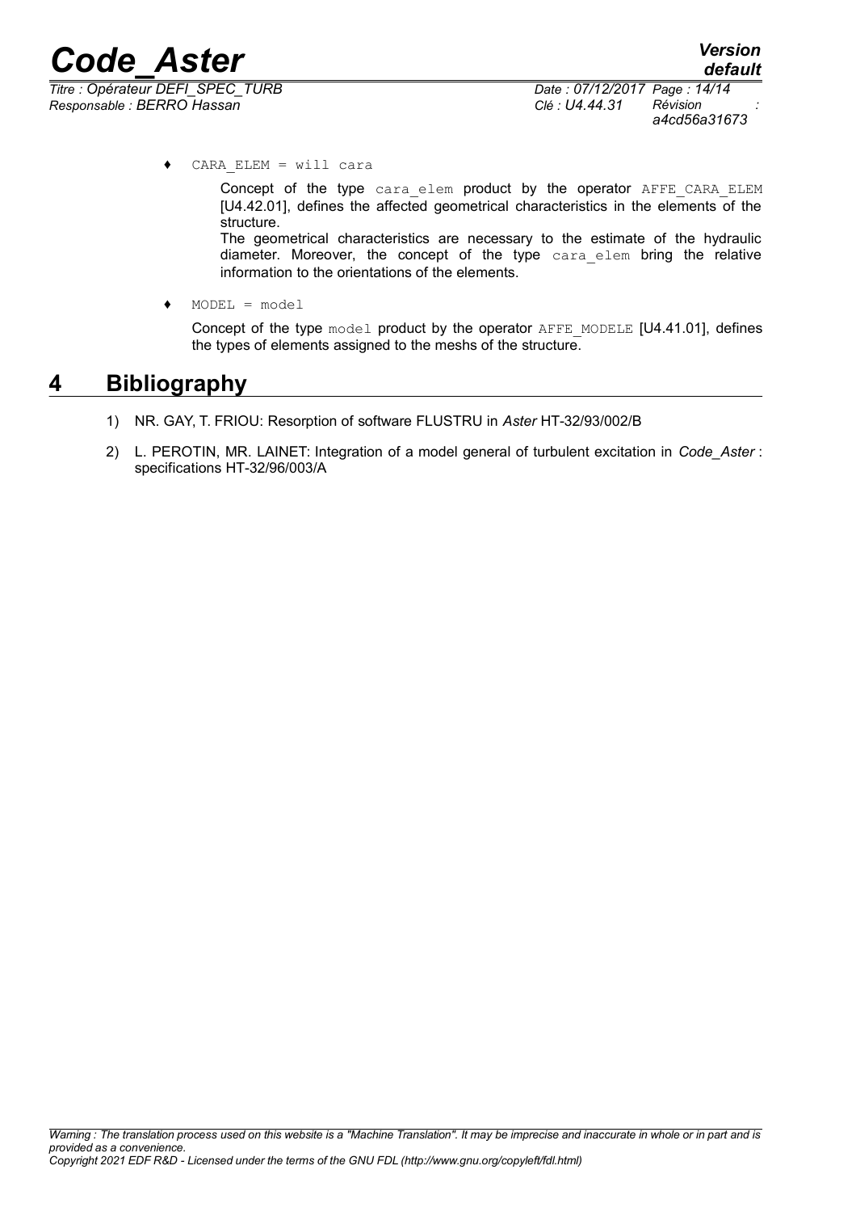♦ `CARA_ELEM = will cara`

Concept of the type `cara_elem` product by the operator `AFFE_CARA_ELEM` [U4.42.01], defines the affected geometrical characteristics in the elements of the structure.
The geometrical characteristics are necessary to the estimate of the hydraulic diameter. Moreover, the concept of the type `cara_elem` bring the relative information to the orientations of the elements.

♦ `MODEL = model`

Concept of the type `model` product by the operator `AFFE_MODELE` [U4.41.01], defines the types of elements assigned to the meshs of the structure.

# 4 Bibliography

1) NR. GAY, T. FRIOU: Resorption of software FLUSTRU in *Aster* HT-32/93/002/B
2) L. PEROTIN, MR. LAINET: Integration of a model general of turbulent excitation in *Code_Aster* : specifications HT-32/96/003/A